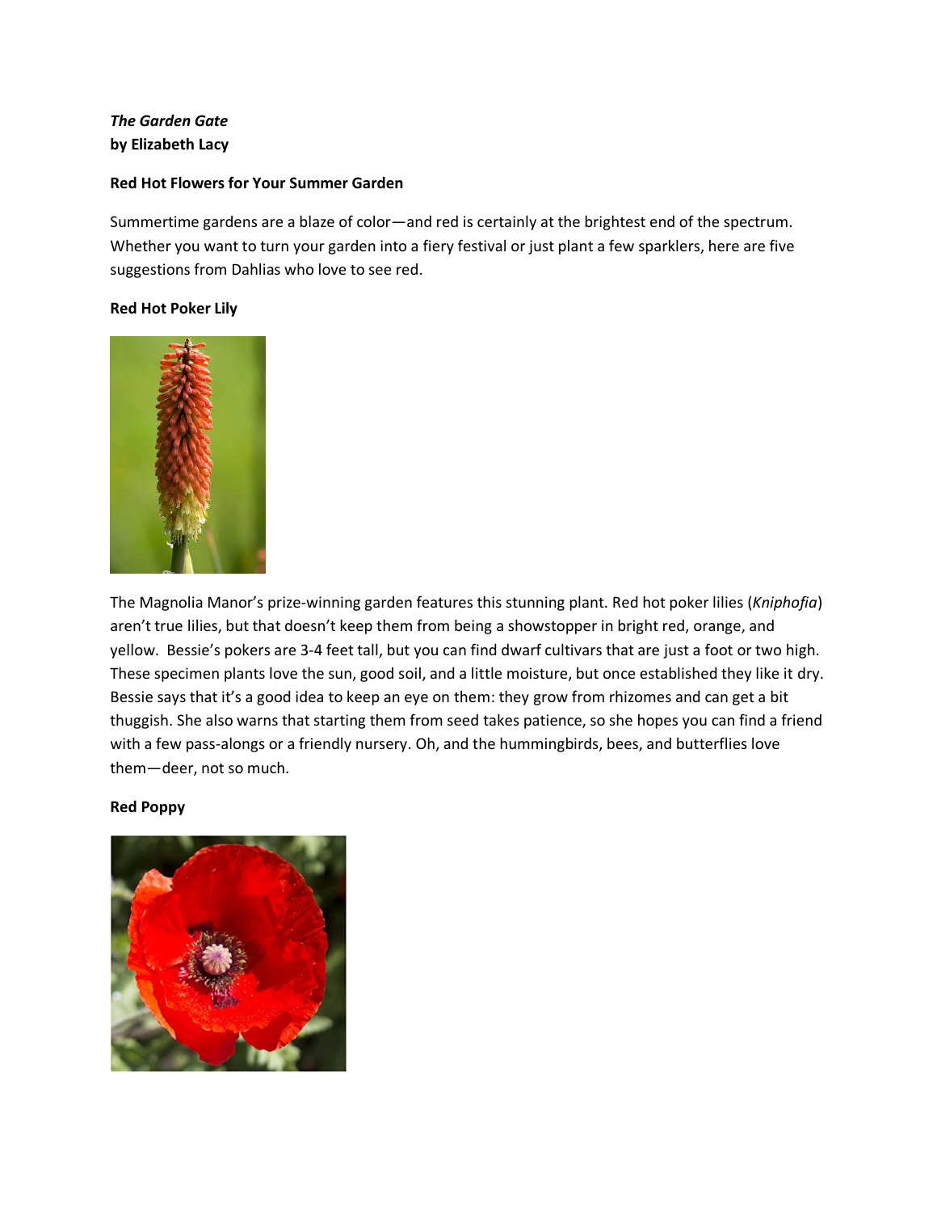***The Garden Gate***
**by Elizabeth Lacy**

**Red Hot Flowers for Your Summer Garden**

Summertime gardens are a blaze of color—and red is certainly at the brightest end of the spectrum. Whether you want to turn your garden into a fiery festival or just plant a few sparklers, here are five suggestions from Dahlias who love to see red.

**Red Hot Poker Lily**

The Magnolia Manor's prize-winning garden features this stunning plant. Red hot poker lilies (*Kniphofia*) aren't true lilies, but that doesn't keep them from being a showstopper in bright red, orange, and yellow. Bessie's pokers are 3-4 feet tall, but you can find dwarf cultivars that are just a foot or two high. These specimen plants love the sun, good soil, and a little moisture, but once established they like it dry. Bessie says that it's a good idea to keep an eye on them: they grow from rhizomes and can get a bit thuggish. She also warns that starting them from seed takes patience, so she hopes you can find a friend with a few pass-alongs or a friendly nursery. Oh, and the hummingbirds, bees, and butterflies love them—deer, not so much.

**Red Poppy**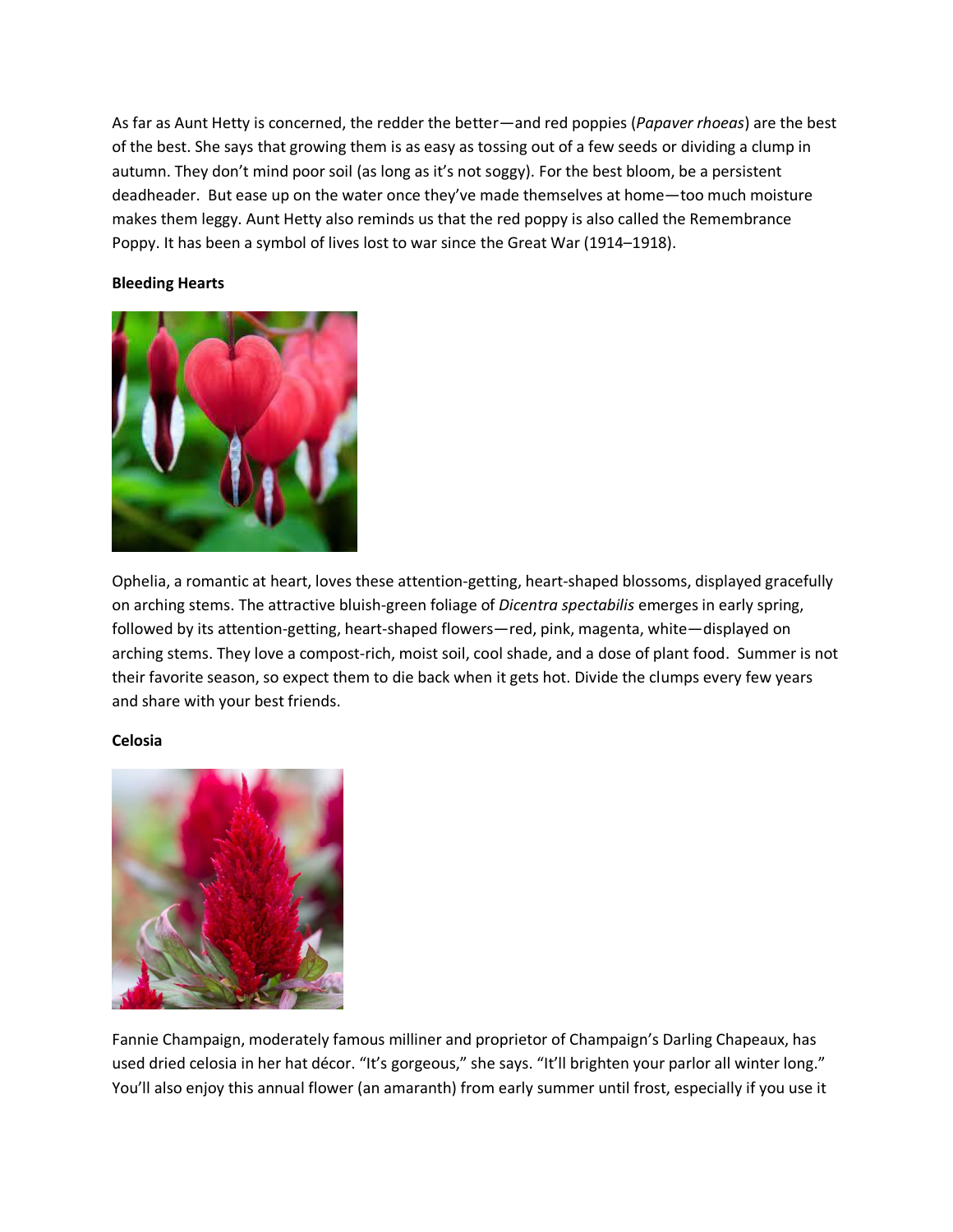As far as Aunt Hetty is concerned, the redder the better—and red poppies (*Papaver rhoeas*) are the best of the best. She says that growing them is as easy as tossing out of a few seeds or dividing a clump in autumn. They don't mind poor soil (as long as it's not soggy). For the best bloom, be a persistent deadheader. But ease up on the water once they've made themselves at home—too much moisture makes them leggy. Aunt Hetty also reminds us that the red poppy is also called the Remembrance Poppy. It has been a symbol of lives lost to war since the Great War (1914–1918).

**Bleeding Hearts**

Ophelia, a romantic at heart, loves these attention-getting, heart-shaped blossoms, displayed gracefully on arching stems. The attractive bluish-green foliage of *Dicentra spectabilis* emerges in early spring, followed by its attention-getting, heart-shaped flowers—red, pink, magenta, white—displayed on arching stems. They love a compost-rich, moist soil, cool shade, and a dose of plant food. Summer is not their favorite season, so expect them to die back when it gets hot. Divide the clumps every few years and share with your best friends.

**Celosia**

Fannie Champaign, moderately famous milliner and proprietor of Champaign's Darling Chapeaux, has used dried celosia in her hat décor. "It's gorgeous," she says. "It'll brighten your parlor all winter long." You'll also enjoy this annual flower (an amaranth) from early summer until frost, especially if you use it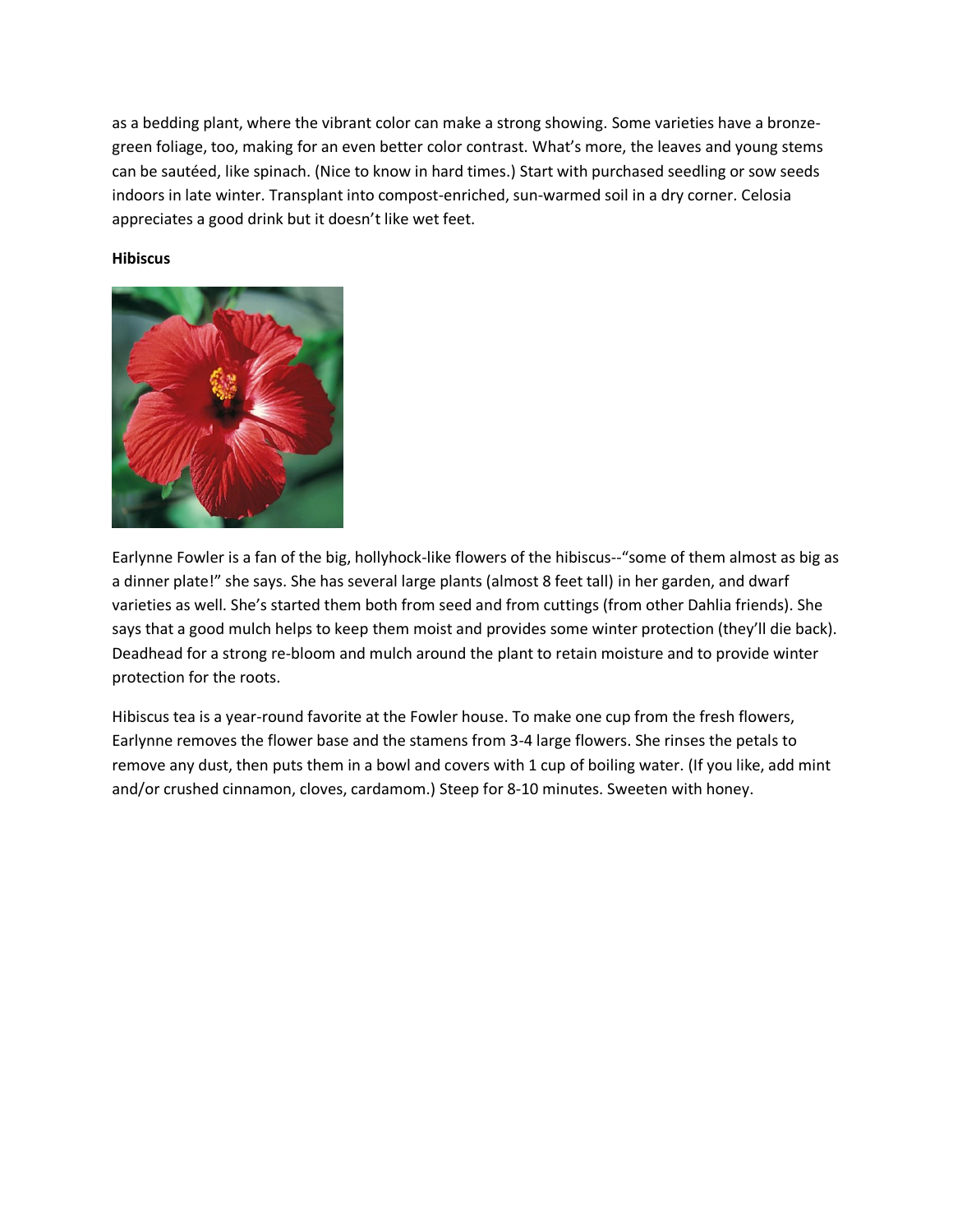as a bedding plant, where the vibrant color can make a strong showing. Some varieties have a bronze-green foliage, too, making for an even better color contrast. What's more, the leaves and young stems can be sautéed, like spinach. (Nice to know in hard times.) Start with purchased seedling or sow seeds indoors in late winter. Transplant into compost-enriched, sun-warmed soil in a dry corner. Celosia appreciates a good drink but it doesn't like wet feet.

**Hibiscus**

Earlynne Fowler is a fan of the big, hollyhock-like flowers of the hibiscus--"some of them almost as big as a dinner plate!" she says. She has several large plants (almost 8 feet tall) in her garden, and dwarf varieties as well. She's started them both from seed and from cuttings (from other Dahlia friends). She says that a good mulch helps to keep them moist and provides some winter protection (they'll die back). Deadhead for a strong re-bloom and mulch around the plant to retain moisture and to provide winter protection for the roots.

Hibiscus tea is a year-round favorite at the Fowler house. To make one cup from the fresh flowers, Earlynne removes the flower base and the stamens from 3-4 large flowers. She rinses the petals to remove any dust, then puts them in a bowl and covers with 1 cup of boiling water. (If you like, add mint and/or crushed cinnamon, cloves, cardamom.) Steep for 8-10 minutes. Sweeten with honey.